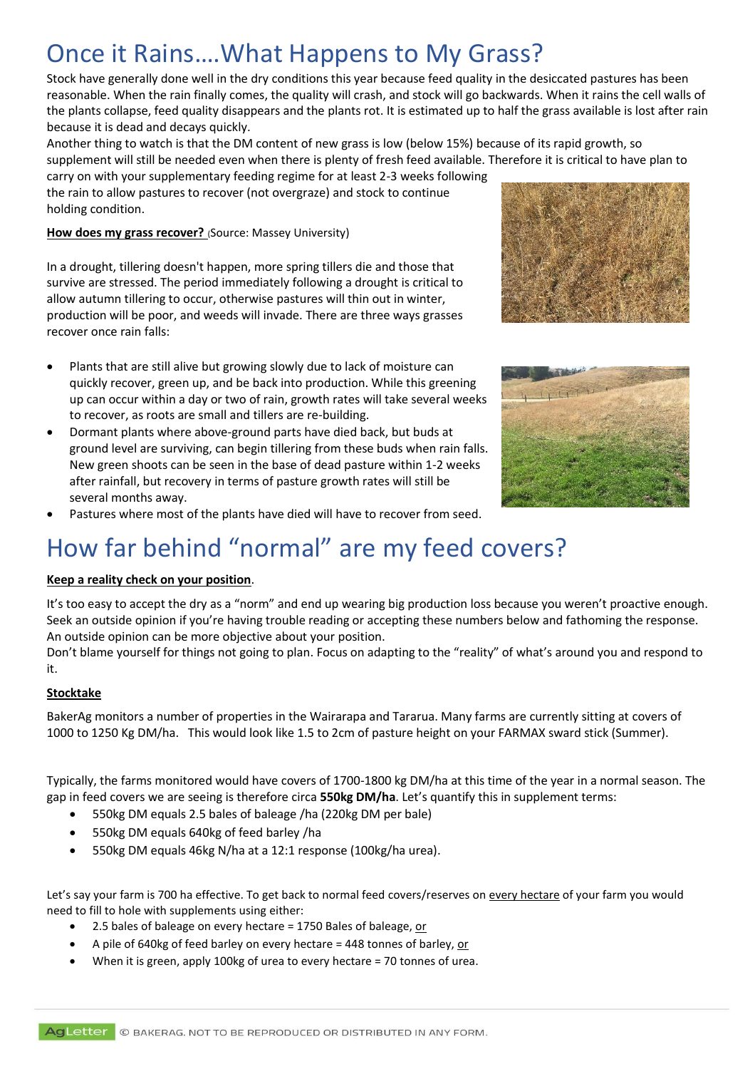# Once it Rains….What Happens to My Grass?

Stock have generally done well in the dry conditions this year because feed quality in the desiccated pastures has been reasonable. When the rain finally comes, the quality will crash, and stock will go backwards. When it rains the cell walls of the plants collapse, feed quality disappears and the plants rot. It is estimated up to half the grass available is lost after rain because it is dead and decays quickly.

Another thing to watch is that the DM content of new grass is low (below 15%) because of its rapid growth, so supplement will still be needed even when there is plenty of fresh feed available. Therefore it is critical to have plan to carry on with your supplementary feeding regime for at least 2-3 weeks following the rain to allow pastures to recover (not overgraze) and stock to continue holding condition.

**How does my grass recover?** (Source: Massey University)

In a drought, tillering doesn't happen, more spring tillers die and those that survive are stressed. The period immediately following a drought is critical to allow autumn tillering to occur, otherwise pastures will thin out in winter, production will be poor, and weeds will invade. There are three ways grasses recover once rain falls:

- Plants that are still alive but growing slowly due to lack of moisture can quickly recover, green up, and be back into production. While this greening up can occur within a day or two of rain, growth rates will take several weeks to recover, as roots are small and tillers are re-building.
- Dormant plants where above-ground parts have died back, but buds at ground level are surviving, can begin tillering from these buds when rain falls. New green shoots can be seen in the base of dead pasture within 1-2 weeks after rainfall, but recovery in terms of pasture growth rates will still be several months away.
- Pastures where most of the plants have died will have to recover from seed.

# How far behind "normal" are my feed covers?

**Keep a reality check on your position**.

It's too easy to accept the dry as a "norm" and end up wearing big production loss because you weren't proactive enough. Seek an outside opinion if you're having trouble reading or accepting these numbers below and fathoming the response. An outside opinion can be more objective about your position.

Don't blame yourself for things not going to plan. Focus on adapting to the "reality" of what's around you and respond to it.

**Stocktake**

BakerAg monitors a number of properties in the Wairarapa and Tararua. Many farms are currently sitting at covers of 1000 to 1250 Kg DM/ha. This would look like 1.5 to 2cm of pasture height on your FARMAX sward stick (Summer).

Typically, the farms monitored would have covers of 1700-1800 kg DM/ha at this time of the year in a normal season. The gap in feed covers we are seeing is therefore circa **550kg DM/ha**. Let's quantify this in supplement terms:

- 550kg DM equals 2.5 bales of baleage /ha (220kg DM per bale)
- 550kg DM equals 640kg of feed barley /ha
- 550kg DM equals 46kg N/ha at a 12:1 response (100kg/ha urea).

Let's say your farm is 700 ha effective. To get back to normal feed covers/reserves on every hectare of your farm you would need to fill to hole with supplements using either:

- 2.5 bales of baleage on every hectare = 1750 Bales of baleage, or
- A pile of 640kg of feed barley on every hectare = 448 tonnes of barley, or
- When it is green, apply 100kg of urea to every hectare = 70 tonnes of urea.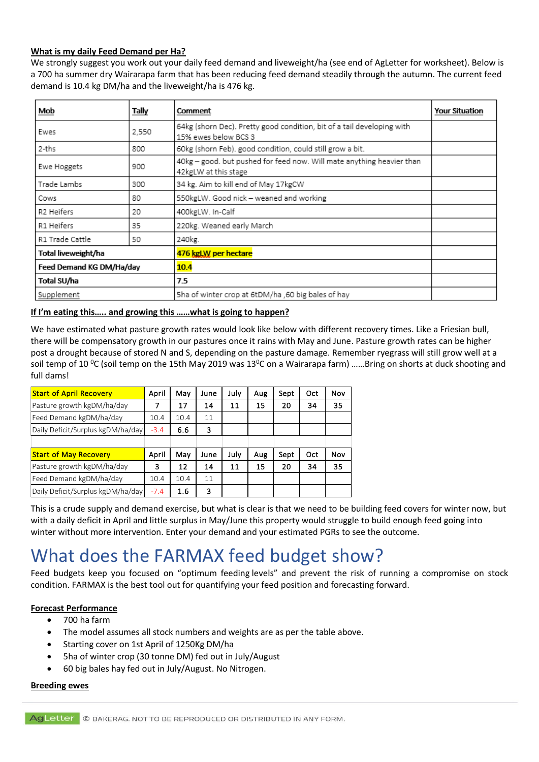**What is my daily Feed Demand per Ha?**

We strongly suggest you work out your daily feed demand and liveweight/ha (see end of AgLetter for worksheet). Below is a 700 ha summer dry Wairarapa farm that has been reducing feed demand steadily through the autumn. The current feed demand is 10.4 kg DM/ha and the liveweight/ha is 476 kg.

| Mob | Tally | Comment | Your Situation |
|---|---|---|---|
| Ewes | 2,550 | 64kg (shorn Dec). Pretty good condition, bit of a tail developing with 15% ewes below BCS 3 | |
| 2-ths | 800 | 60kg (shorn Feb). good condition, could still grow a bit. | |
| Ewe Hoggets | 900 | 40kg – good. but pushed for feed now. Will mate anything heavier than 42kgLW at this stage | |
| Trade Lambs | 300 | 34 kg. Aim to kill end of May 17kgCW | |
| Cows | 80 | 550kgLW. Good nick – weaned and working | |
| R2 Heifers | 20 | 400kgLW. In-Calf | |
| R1 Heifers | 35 | 220kg. Weaned early March | |
| R1 Trade Cattle | 50 | 240kg. | |
| **Total liveweight/ha** | | **476 kgLW per hectare** | |
| **Feed Demand KG DM/Ha/day** | | **10.4** | |
| **Total SU/ha** | | **7.5** | |
| Supplement | | 5ha of winter crop at 6tDM/ha ,60 big bales of hay | |

**If I'm eating this….. and growing this ……what is going to happen?**

We have estimated what pasture growth rates would look like below with different recovery times. Like a Friesian bull, there will be compensatory growth in our pastures once it rains with May and June. Pasture growth rates can be higher post a drought because of stored N and S, depending on the pasture damage. Remember ryegrass will still grow well at a soil temp of 10 $^0$C (soil temp on the 15th May 2019 was 13$^0$C on a Wairarapa farm) ……Bring on shorts at duck shooting and full dams!

| Start of April Recovery | April | May | June | July | Aug | Sept | Oct | Nov |
|---|---|---|---|---|---|---|---|---|
| Pasture growth kgDM/ha/day | 7 | 17 | 14 | 11 | 15 | 20 | 34 | 35 |
| Feed Demand kgDM/ha/day | 10.4 | 10.4 | 11 | | | | | |
| Daily Deficit/Surplus kgDM/ha/day | -3.4 | 6.6 | 3 | | | | | |
| | | | | | | | | |
| **Start of May Recovery** | **April** | **May** | **June** | **July** | **Aug** | **Sept** | **Oct** | **Nov** |
| Pasture growth kgDM/ha/day | 3 | 12 | 14 | 11 | 15 | 20 | 34 | 35 |
| Feed Demand kgDM/ha/day | 10.4 | 10.4 | 11 | | | | | |
| Daily Deficit/Surplus kgDM/ha/day | -7.4 | 1.6 | 3 | | | | | |

This is a crude supply and demand exercise, but what is clear is that we need to be building feed covers for winter now, but with a daily deficit in April and little surplus in May/June this property would struggle to build enough feed going into winter without more intervention. Enter your demand and your estimated PGRs to see the outcome.

# What does the FARMAX feed budget show?

Feed budgets keep you focused on "optimum feeding levels" and prevent the risk of running a compromise on stock condition. FARMAX is the best tool out for quantifying your feed position and forecasting forward.

**Forecast Performance**

- 700 ha farm
- The model assumes all stock numbers and weights are as per the table above.
- Starting cover on 1st April of 1250Kg DM/ha
- 5ha of winter crop (30 tonne DM) fed out in July/August
- 60 big bales hay fed out in July/August. No Nitrogen.

**Breeding ewes**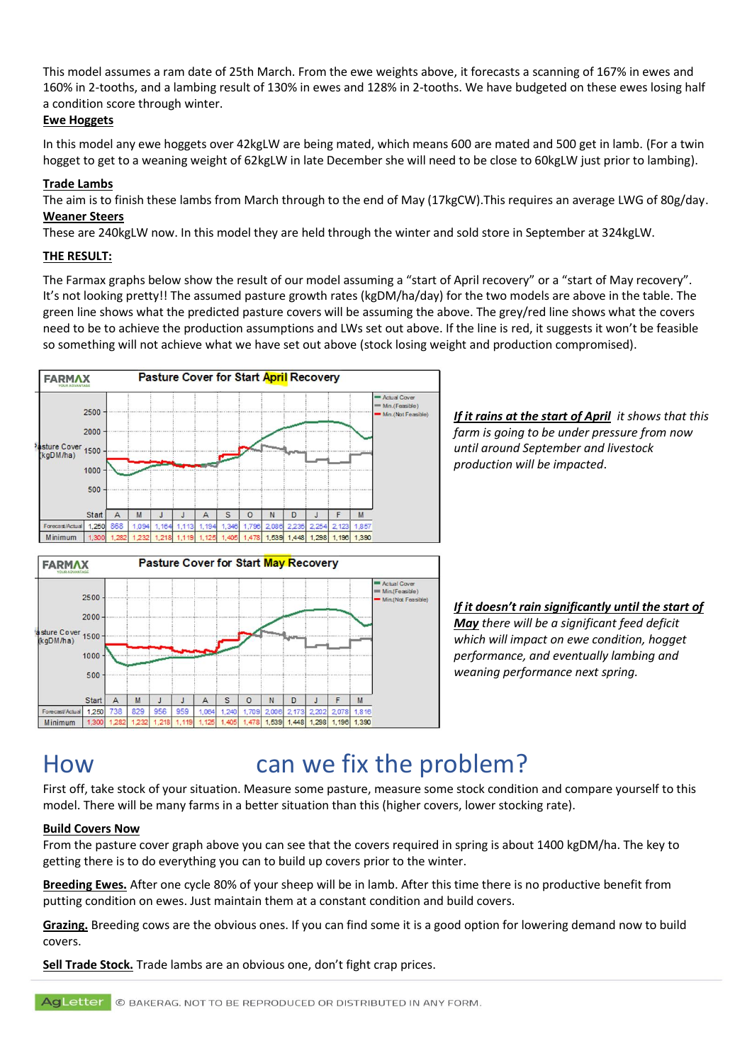This model assumes a ram date of 25th March. From the ewe weights above, it forecasts a scanning of 167% in ewes and 160% in 2-tooths, and a lambing result of 130% in ewes and 128% in 2-tooths. We have budgeted on these ewes losing half a condition score through winter.

**Ewe Hoggets**

In this model any ewe hoggets over 42kgLW are being mated, which means 600 are mated and 500 get in lamb. (For a twin hogget to get to a weaning weight of 62kgLW in late December she will need to be close to 60kgLW just prior to lambing).

**Trade Lambs**

The aim is to finish these lambs from March through to the end of May (17kgCW).This requires an average LWG of 80g/day.

**Weaner Steers**

These are 240kgLW now. In this model they are held through the winter and sold store in September at 324kgLW.

**THE RESULT:**

The Farmax graphs below show the result of our model assuming a "start of April recovery" or a "start of May recovery". It's not looking pretty!! The assumed pasture growth rates (kgDM/ha/day) for the two models are above in the table. The green line shows what the predicted pasture covers will be assuming the above. The grey/red line shows what the covers need to be to achieve the production assumptions and LWs set out above. If the line is red, it suggests it won't be feasible so something will not achieve what we have set out above (stock losing weight and production compromised).

**Pasture Cover for Start April Recovery**

| | Start | A | M | J | J | A | S | O | N | D | J | F | M |
|---|---|---|---|---|---|---|---|---|---|---|---|---|---|
| Forecast/Actual | 1,250 | 868 | 1,094 | 1,164 | 1,113 | 1,194 | 1,346 | 1,796 | 2,086 | 2,235 | 2,254 | 2,123 | 1,857 |
| Minimum | 1,300 | 1,282 | 1,232 | 1,218 | 1,119 | 1,125 | 1,405 | 1,478 | 1,539 | 1,448 | 1,298 | 1,196 | 1,390 |

*__If it rains at the start of April__ it shows that this farm is going to be under pressure from now until around September and livestock production will be impacted.*

**Pasture Cover for Start May Recovery**

| | Start | A | M | J | J | A | S | O | N | D | J | F | M |
|---|---|---|---|---|---|---|---|---|---|---|---|---|---|
| Forecast/Actual | 1,250 | 738 | 829 | 956 | 959 | 1,064 | 1,240 | 1,709 | 2,008 | 2,173 | 2,202 | 2,078 | 1,816 |
| Minimum | 1,300 | 1,282 | 1,232 | 1,218 | 1,119 | 1,125 | 1,405 | 1,478 | 1,539 | 1,448 | 1,298 | 1,196 | 1,390 |

*__If it doesn't rain significantly until the start of May__ there will be a significant feed deficit which will impact on ewe condition, hogget performance, and eventually lambing and weaning performance next spring.*

# How can we fix the problem?

First off, take stock of your situation. Measure some pasture, measure some stock condition and compare yourself to this model. There will be many farms in a better situation than this (higher covers, lower stocking rate).

**Build Covers Now**

From the pasture cover graph above you can see that the covers required in spring is about 1400 kgDM/ha. The key to getting there is to do everything you can to build up covers prior to the winter.

**Breeding Ewes.** After one cycle 80% of your sheep will be in lamb. After this time there is no productive benefit from putting condition on ewes. Just maintain them at a constant condition and build covers.

**Grazing.** Breeding cows are the obvious ones. If you can find some it is a good option for lowering demand now to build covers.

**Sell Trade Stock.** Trade lambs are an obvious one, don't fight crap prices.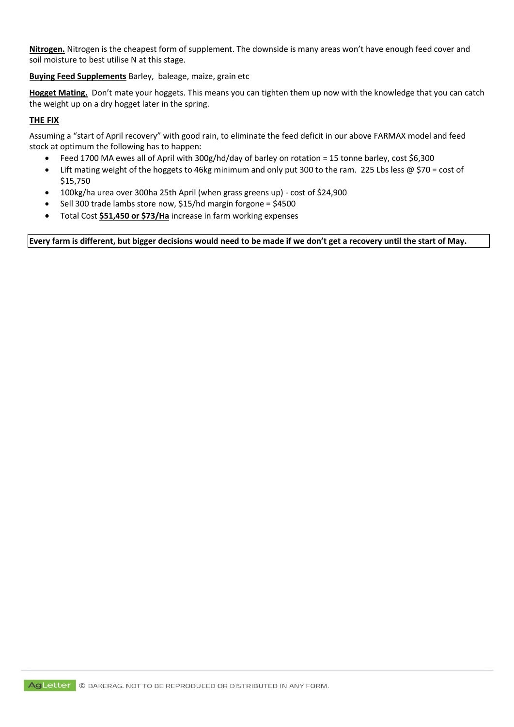**Nitrogen.** Nitrogen is the cheapest form of supplement. The downside is many areas won't have enough feed cover and soil moisture to best utilise N at this stage.

**Buying Feed Supplements** Barley, baleage, maize, grain etc

**Hogget Mating.** Don't mate your hoggets. This means you can tighten them up now with the knowledge that you can catch the weight up on a dry hogget later in the spring.

**THE FIX**

Assuming a "start of April recovery" with good rain, to eliminate the feed deficit in our above FARMAX model and feed stock at optimum the following has to happen:

- Feed 1700 MA ewes all of April with 300g/hd/day of barley on rotation = 15 tonne barley, cost $6,300
- Lift mating weight of the hoggets to 46kg minimum and only put 300 to the ram. 225 Lbs less @ $70 = cost of $15,750
- 100kg/ha urea over 300ha 25th April (when grass greens up) - cost of $24,900
- Sell 300 trade lambs store now, $15/hd margin forgone = $4500
- Total Cost **$51,450 or $73/Ha** increase in farm working expenses

**Every farm is different, but bigger decisions would need to be made if we don't get a recovery until the start of May.**